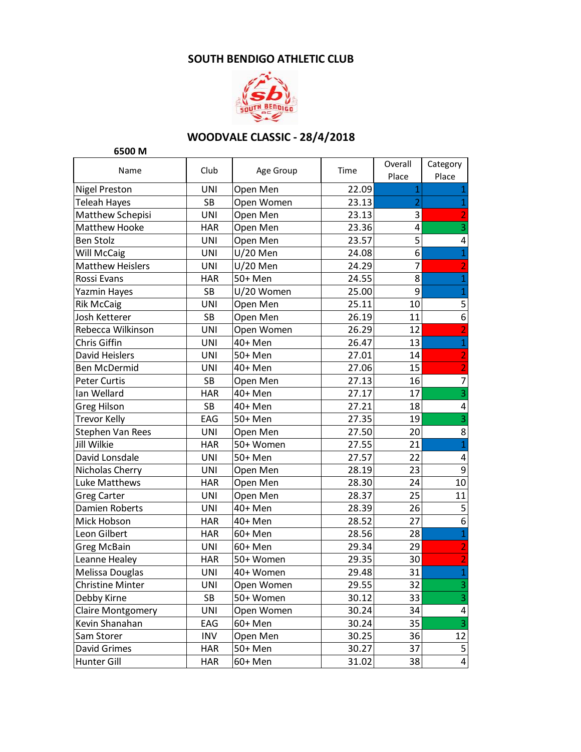# SOUTH BENDIGO ATHLETIC CLUB

## WOODVALE CLASSIC - 28/4/2018

**6500 M**

| Name | Club | Age Group | Time | Overall Place | Category Place |
|---|---|---|---|---|---|
| Nigel Preston | UNI | Open Men | 22.09 | 1 | 1 |
| Teleah Hayes | SB | Open Women | 23.13 | 2 | 1 |
| Matthew Schepisi | UNI | Open Men | 23.13 | 3 | 2 |
| Matthew Hooke | HAR | Open Men | 23.36 | 4 | 3 |
| Ben Stolz | UNI | Open Men | 23.57 | 5 | 4 |
| Will McCaig | UNI | U/20 Men | 24.08 | 6 | 1 |
| Matthew Heislers | UNI | U/20 Men | 24.29 | 7 | 2 |
| Rossi Evans | HAR | 50+ Men | 24.55 | 8 | 1 |
| Yazmin Hayes | SB | U/20 Women | 25.00 | 9 | 1 |
| Rik McCaig | UNI | Open Men | 25.11 | 10 | 5 |
| Josh Ketterer | SB | Open Men | 26.19 | 11 | 6 |
| Rebecca Wilkinson | UNI | Open Women | 26.29 | 12 | 2 |
| Chris Giffin | UNI | 40+ Men | 26.47 | 13 | 1 |
| David Heislers | UNI | 50+ Men | 27.01 | 14 | 2 |
| Ben McDermid | UNI | 40+ Men | 27.06 | 15 | 2 |
| Peter Curtis | SB | Open Men | 27.13 | 16 | 7 |
| Ian Wellard | HAR | 40+ Men | 27.17 | 17 | 3 |
| Greg Hilson | SB | 40+ Men | 27.21 | 18 | 4 |
| Trevor Kelly | EAG | 50+ Men | 27.35 | 19 | 3 |
| Stephen Van Rees | UNI | Open Men | 27.50 | 20 | 8 |
| Jill Wilkie | HAR | 50+ Women | 27.55 | 21 | 1 |
| David Lonsdale | UNI | 50+ Men | 27.57 | 22 | 4 |
| Nicholas Cherry | UNI | Open Men | 28.19 | 23 | 9 |
| Luke Matthews | HAR | Open Men | 28.30 | 24 | 10 |
| Greg Carter | UNI | Open Men | 28.37 | 25 | 11 |
| Damien Roberts | UNI | 40+ Men | 28.39 | 26 | 5 |
| Mick Hobson | HAR | 40+ Men | 28.52 | 27 | 6 |
| Leon Gilbert | HAR | 60+ Men | 28.56 | 28 | 1 |
| Greg McBain | UNI | 60+ Men | 29.34 | 29 | 2 |
| Leanne Healey | HAR | 50+ Women | 29.35 | 30 | 2 |
| Melissa Douglas | UNI | 40+ Women | 29.48 | 31 | 1 |
| Christine Minter | UNI | Open Women | 29.55 | 32 | 3 |
| Debby Kirne | SB | 50+ Women | 30.12 | 33 | 3 |
| Claire Montgomery | UNI | Open Women | 30.24 | 34 | 4 |
| Kevin Shanahan | EAG | 60+ Men | 30.24 | 35 | 3 |
| Sam Storer | INV | Open Men | 30.25 | 36 | 12 |
| David Grimes | HAR | 50+ Men | 30.27 | 37 | 5 |
| Hunter Gill | HAR | 60+ Men | 31.02 | 38 | 4 |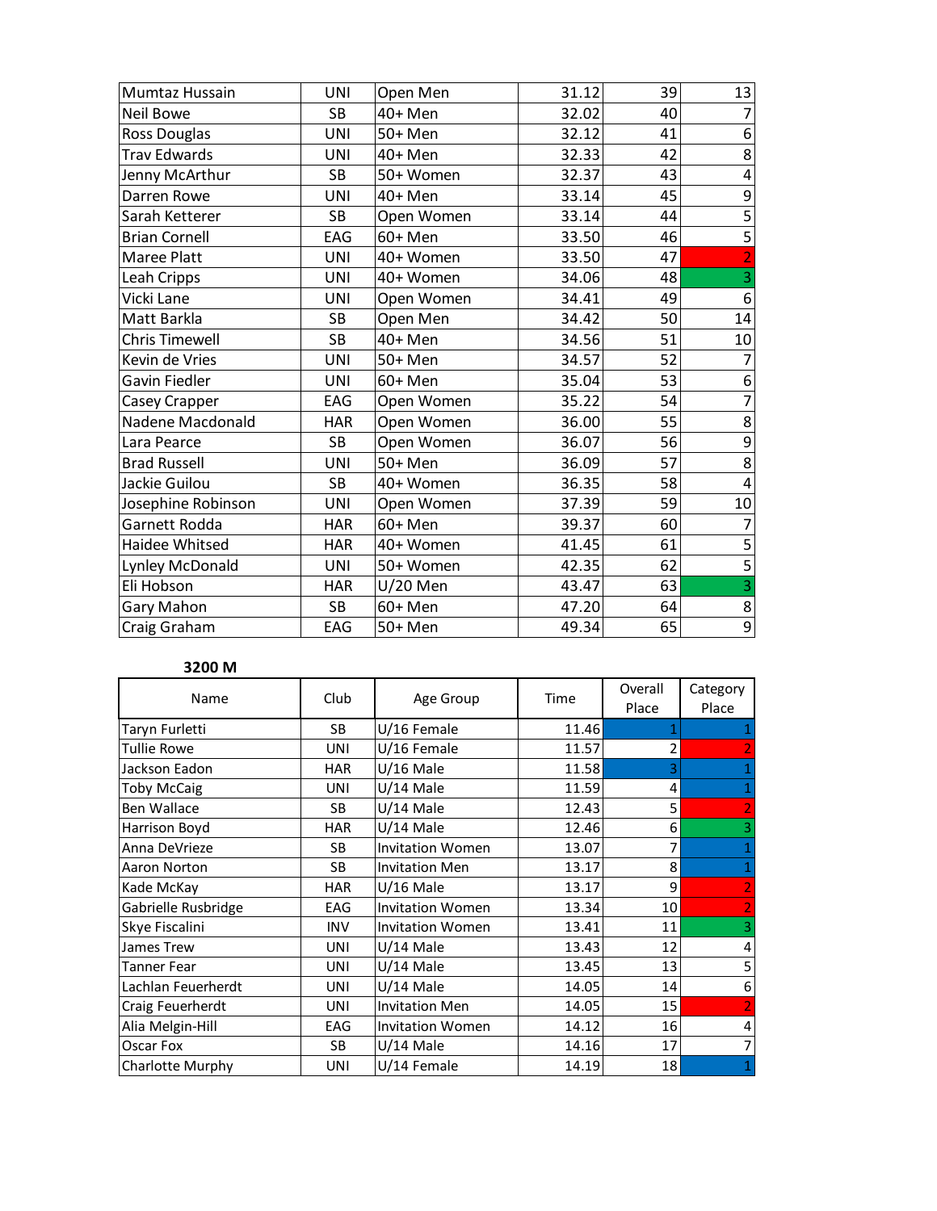| | | | | | |
|---|---|---|---|---|---|
| Mumtaz Hussain | UNI | Open Men | 31.12 | 39 | 13 |
| Neil Bowe | SB | 40+ Men | 32.02 | 40 | 7 |
| Ross Douglas | UNI | 50+ Men | 32.12 | 41 | 6 |
| Trav Edwards | UNI | 40+ Men | 32.33 | 42 | 8 |
| Jenny McArthur | SB | 50+ Women | 32.37 | 43 | 4 |
| Darren Rowe | UNI | 40+ Men | 33.14 | 45 | 9 |
| Sarah Ketterer | SB | Open Women | 33.14 | 44 | 5 |
| Brian Cornell | EAG | 60+ Men | 33.50 | 46 | 5 |
| Maree Platt | UNI | 40+ Women | 33.50 | 47 | 2 |
| Leah Cripps | UNI | 40+ Women | 34.06 | 48 | 3 |
| Vicki Lane | UNI | Open Women | 34.41 | 49 | 6 |
| Matt Barkla | SB | Open Men | 34.42 | 50 | 14 |
| Chris Timewell | SB | 40+ Men | 34.56 | 51 | 10 |
| Kevin de Vries | UNI | 50+ Men | 34.57 | 52 | 7 |
| Gavin Fiedler | UNI | 60+ Men | 35.04 | 53 | 6 |
| Casey Crapper | EAG | Open Women | 35.22 | 54 | 7 |
| Nadene Macdonald | HAR | Open Women | 36.00 | 55 | 8 |
| Lara Pearce | SB | Open Women | 36.07 | 56 | 9 |
| Brad Russell | UNI | 50+ Men | 36.09 | 57 | 8 |
| Jackie Guilou | SB | 40+ Women | 36.35 | 58 | 4 |
| Josephine Robinson | UNI | Open Women | 37.39 | 59 | 10 |
| Garnett Rodda | HAR | 60+ Men | 39.37 | 60 | 7 |
| Haidee Whitsed | HAR | 40+ Women | 41.45 | 61 | 5 |
| Lynley McDonald | UNI | 50+ Women | 42.35 | 62 | 5 |
| Eli Hobson | HAR | U/20 Men | 43.47 | 63 | 3 |
| Gary Mahon | SB | 60+ Men | 47.20 | 64 | 8 |
| Craig Graham | EAG | 50+ Men | 49.34 | 65 | 9 |

**3200 M**

| Name | Club | Age Group | Time | Overall Place | Category Place |
|---|---|---|---|---|---|
| Taryn Furletti | SB | U/16 Female | 11.46 | 1 | 1 |
| Tullie Rowe | UNI | U/16 Female | 11.57 | 2 | 2 |
| Jackson Eadon | HAR | U/16 Male | 11.58 | 3 | 1 |
| Toby McCaig | UNI | U/14 Male | 11.59 | 4 | 1 |
| Ben Wallace | SB | U/14 Male | 12.43 | 5 | 2 |
| Harrison Boyd | HAR | U/14 Male | 12.46 | 6 | 3 |
| Anna DeVrieze | SB | Invitation Women | 13.07 | 7 | 1 |
| Aaron Norton | SB | Invitation Men | 13.17 | 8 | 1 |
| Kade McKay | HAR | U/16 Male | 13.17 | 9 | 2 |
| Gabrielle Rusbridge | EAG | Invitation Women | 13.34 | 10 | 2 |
| Skye Fiscalini | INV | Invitation Women | 13.41 | 11 | 3 |
| James Trew | UNI | U/14 Male | 13.43 | 12 | 4 |
| Tanner Fear | UNI | U/14 Male | 13.45 | 13 | 5 |
| Lachlan Feuerherdt | UNI | U/14 Male | 14.05 | 14 | 6 |
| Craig Feuerherdt | UNI | Invitation Men | 14.05 | 15 | 2 |
| Alia Melgin-Hill | EAG | Invitation Women | 14.12 | 16 | 4 |
| Oscar Fox | SB | U/14 Male | 14.16 | 17 | 7 |
| Charlotte Murphy | UNI | U/14 Female | 14.19 | 18 | 1 |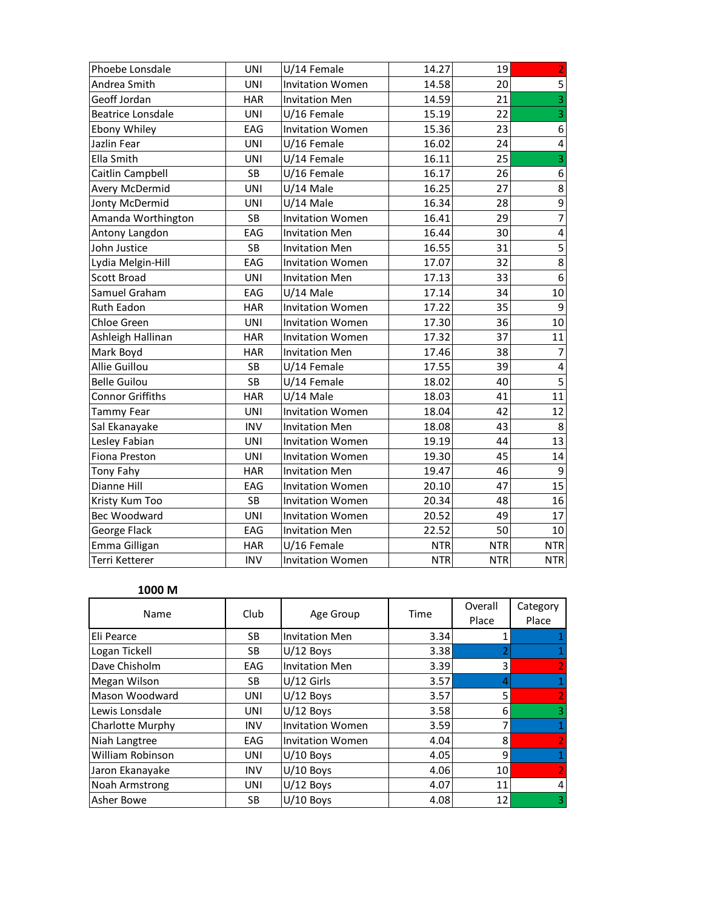| | | | | | |
|---|---|---|---|---|---|
| Phoebe Lonsdale | UNI | U/14 Female | 14.27 | 19 | 2 |
| Andrea Smith | UNI | Invitation Women | 14.58 | 20 | 5 |
| Geoff Jordan | HAR | Invitation Men | 14.59 | 21 | 3 |
| Beatrice Lonsdale | UNI | U/16 Female | 15.19 | 22 | 3 |
| Ebony Whiley | EAG | Invitation Women | 15.36 | 23 | 6 |
| Jazlin Fear | UNI | U/16 Female | 16.02 | 24 | 4 |
| Ella Smith | UNI | U/14 Female | 16.11 | 25 | 3 |
| Caitlin Campbell | SB | U/16 Female | 16.17 | 26 | 6 |
| Avery McDermid | UNI | U/14 Male | 16.25 | 27 | 8 |
| Jonty McDermid | UNI | U/14 Male | 16.34 | 28 | 9 |
| Amanda Worthington | SB | Invitation Women | 16.41 | 29 | 7 |
| Antony Langdon | EAG | Invitation Men | 16.44 | 30 | 4 |
| John Justice | SB | Invitation Men | 16.55 | 31 | 5 |
| Lydia Melgin-Hill | EAG | Invitation Women | 17.07 | 32 | 8 |
| Scott Broad | UNI | Invitation Men | 17.13 | 33 | 6 |
| Samuel Graham | EAG | U/14 Male | 17.14 | 34 | 10 |
| Ruth Eadon | HAR | Invitation Women | 17.22 | 35 | 9 |
| Chloe Green | UNI | Invitation Women | 17.30 | 36 | 10 |
| Ashleigh Hallinan | HAR | Invitation Women | 17.32 | 37 | 11 |
| Mark Boyd | HAR | Invitation Men | 17.46 | 38 | 7 |
| Allie Guillou | SB | U/14 Female | 17.55 | 39 | 4 |
| Belle Guilou | SB | U/14 Female | 18.02 | 40 | 5 |
| Connor Griffiths | HAR | U/14 Male | 18.03 | 41 | 11 |
| Tammy Fear | UNI | Invitation Women | 18.04 | 42 | 12 |
| Sal Ekanayake | INV | Invitation Men | 18.08 | 43 | 8 |
| Lesley Fabian | UNI | Invitation Women | 19.19 | 44 | 13 |
| Fiona Preston | UNI | Invitation Women | 19.30 | 45 | 14 |
| Tony Fahy | HAR | Invitation Men | 19.47 | 46 | 9 |
| Dianne Hill | EAG | Invitation Women | 20.10 | 47 | 15 |
| Kristy Kum Too | SB | Invitation Women | 20.34 | 48 | 16 |
| Bec Woodward | UNI | Invitation Women | 20.52 | 49 | 17 |
| George Flack | EAG | Invitation Men | 22.52 | 50 | 10 |
| Emma Gilligan | HAR | U/16 Female | NTR | NTR | NTR |
| Terri Ketterer | INV | Invitation Women | NTR | NTR | NTR |

**1000 M**

| Name | Club | Age Group | Time | Overall Place | Category Place |
|---|---|---|---|---|---|
| Eli Pearce | SB | Invitation Men | 3.34 | 1 | 1 |
| Logan Tickell | SB | U/12 Boys | 3.38 | 2 | 1 |
| Dave Chisholm | EAG | Invitation Men | 3.39 | 3 | 2 |
| Megan Wilson | SB | U/12 Girls | 3.57 | 4 | 1 |
| Mason Woodward | UNI | U/12 Boys | 3.57 | 5 | 2 |
| Lewis Lonsdale | UNI | U/12 Boys | 3.58 | 6 | 3 |
| Charlotte Murphy | INV | Invitation Women | 3.59 | 7 | 1 |
| Niah Langtree | EAG | Invitation Women | 4.04 | 8 | 2 |
| William Robinson | UNI | U/10 Boys | 4.05 | 9 | 1 |
| Jaron Ekanayake | INV | U/10 Boys | 4.06 | 10 | 2 |
| Noah Armstrong | UNI | U/12 Boys | 4.07 | 11 | 4 |
| Asher Bowe | SB | U/10 Boys | 4.08 | 12 | 3 |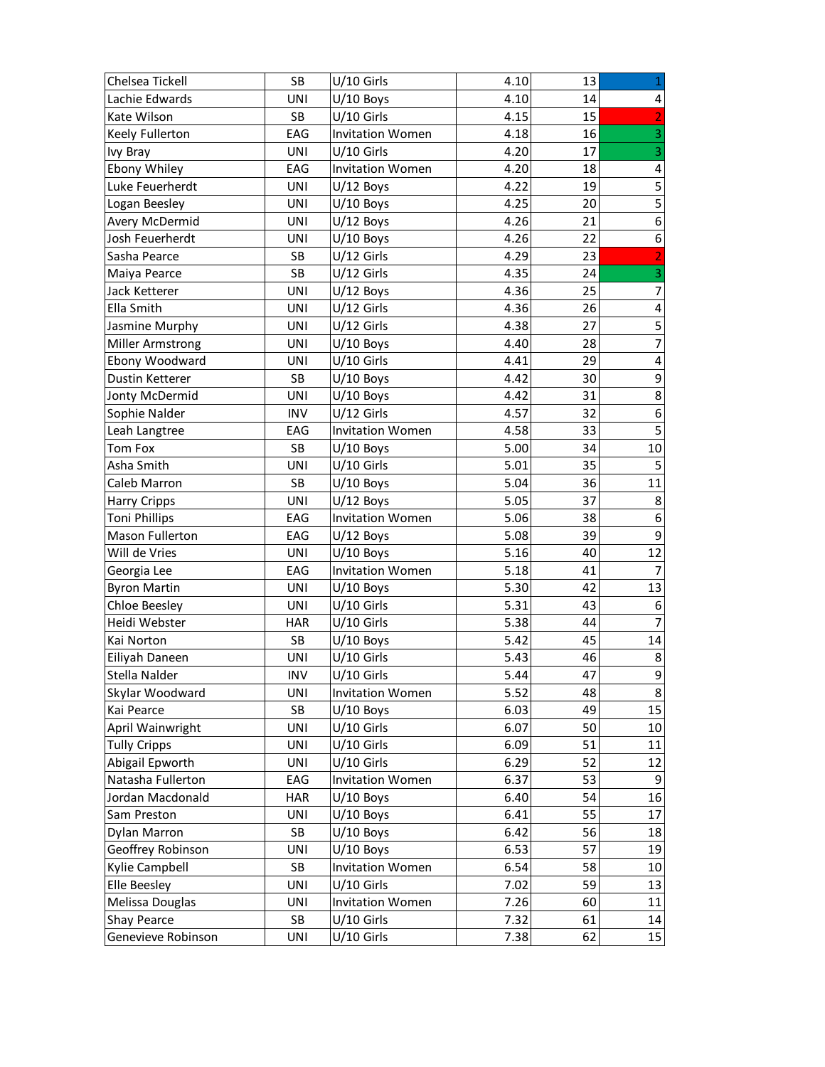| | | | | | |
|---|---|---|---|---|---|
| Chelsea Tickell | SB | U/10 Girls | 4.10 | 13 | 1 |
| Lachie Edwards | UNI | U/10 Boys | 4.10 | 14 | 4 |
| Kate Wilson | SB | U/10 Girls | 4.15 | 15 | 2 |
| Keely Fullerton | EAG | Invitation Women | 4.18 | 16 | 3 |
| Ivy Bray | UNI | U/10 Girls | 4.20 | 17 | 3 |
| Ebony Whiley | EAG | Invitation Women | 4.20 | 18 | 4 |
| Luke Feuerherdt | UNI | U/12 Boys | 4.22 | 19 | 5 |
| Logan Beesley | UNI | U/10 Boys | 4.25 | 20 | 5 |
| Avery McDermid | UNI | U/12 Boys | 4.26 | 21 | 6 |
| Josh Feuerherdt | UNI | U/10 Boys | 4.26 | 22 | 6 |
| Sasha Pearce | SB | U/12 Girls | 4.29 | 23 | 2 |
| Maiya Pearce | SB | U/12 Girls | 4.35 | 24 | 3 |
| Jack Ketterer | UNI | U/12 Boys | 4.36 | 25 | 7 |
| Ella Smith | UNI | U/12 Girls | 4.36 | 26 | 4 |
| Jasmine Murphy | UNI | U/12 Girls | 4.38 | 27 | 5 |
| Miller Armstrong | UNI | U/10 Boys | 4.40 | 28 | 7 |
| Ebony Woodward | UNI | U/10 Girls | 4.41 | 29 | 4 |
| Dustin Ketterer | SB | U/10 Boys | 4.42 | 30 | 9 |
| Jonty McDermid | UNI | U/10 Boys | 4.42 | 31 | 8 |
| Sophie Nalder | INV | U/12 Girls | 4.57 | 32 | 6 |
| Leah Langtree | EAG | Invitation Women | 4.58 | 33 | 5 |
| Tom Fox | SB | U/10 Boys | 5.00 | 34 | 10 |
| Asha Smith | UNI | U/10 Girls | 5.01 | 35 | 5 |
| Caleb Marron | SB | U/10 Boys | 5.04 | 36 | 11 |
| Harry Cripps | UNI | U/12 Boys | 5.05 | 37 | 8 |
| Toni Phillips | EAG | Invitation Women | 5.06 | 38 | 6 |
| Mason Fullerton | EAG | U/12 Boys | 5.08 | 39 | 9 |
| Will de Vries | UNI | U/10 Boys | 5.16 | 40 | 12 |
| Georgia Lee | EAG | Invitation Women | 5.18 | 41 | 7 |
| Byron Martin | UNI | U/10 Boys | 5.30 | 42 | 13 |
| Chloe Beesley | UNI | U/10 Girls | 5.31 | 43 | 6 |
| Heidi Webster | HAR | U/10 Girls | 5.38 | 44 | 7 |
| Kai Norton | SB | U/10 Boys | 5.42 | 45 | 14 |
| Eiliyah Daneen | UNI | U/10 Girls | 5.43 | 46 | 8 |
| Stella Nalder | INV | U/10 Girls | 5.44 | 47 | 9 |
| Skylar Woodward | UNI | Invitation Women | 5.52 | 48 | 8 |
| Kai Pearce | SB | U/10 Boys | 6.03 | 49 | 15 |
| April Wainwright | UNI | U/10 Girls | 6.07 | 50 | 10 |
| Tully Cripps | UNI | U/10 Girls | 6.09 | 51 | 11 |
| Abigail Epworth | UNI | U/10 Girls | 6.29 | 52 | 12 |
| Natasha Fullerton | EAG | Invitation Women | 6.37 | 53 | 9 |
| Jordan Macdonald | HAR | U/10 Boys | 6.40 | 54 | 16 |
| Sam Preston | UNI | U/10 Boys | 6.41 | 55 | 17 |
| Dylan Marron | SB | U/10 Boys | 6.42 | 56 | 18 |
| Geoffrey Robinson | UNI | U/10 Boys | 6.53 | 57 | 19 |
| Kylie Campbell | SB | Invitation Women | 6.54 | 58 | 10 |
| Elle Beesley | UNI | U/10 Girls | 7.02 | 59 | 13 |
| Melissa Douglas | UNI | Invitation Women | 7.26 | 60 | 11 |
| Shay Pearce | SB | U/10 Girls | 7.32 | 61 | 14 |
| Genevieve Robinson | UNI | U/10 Girls | 7.38 | 62 | 15 |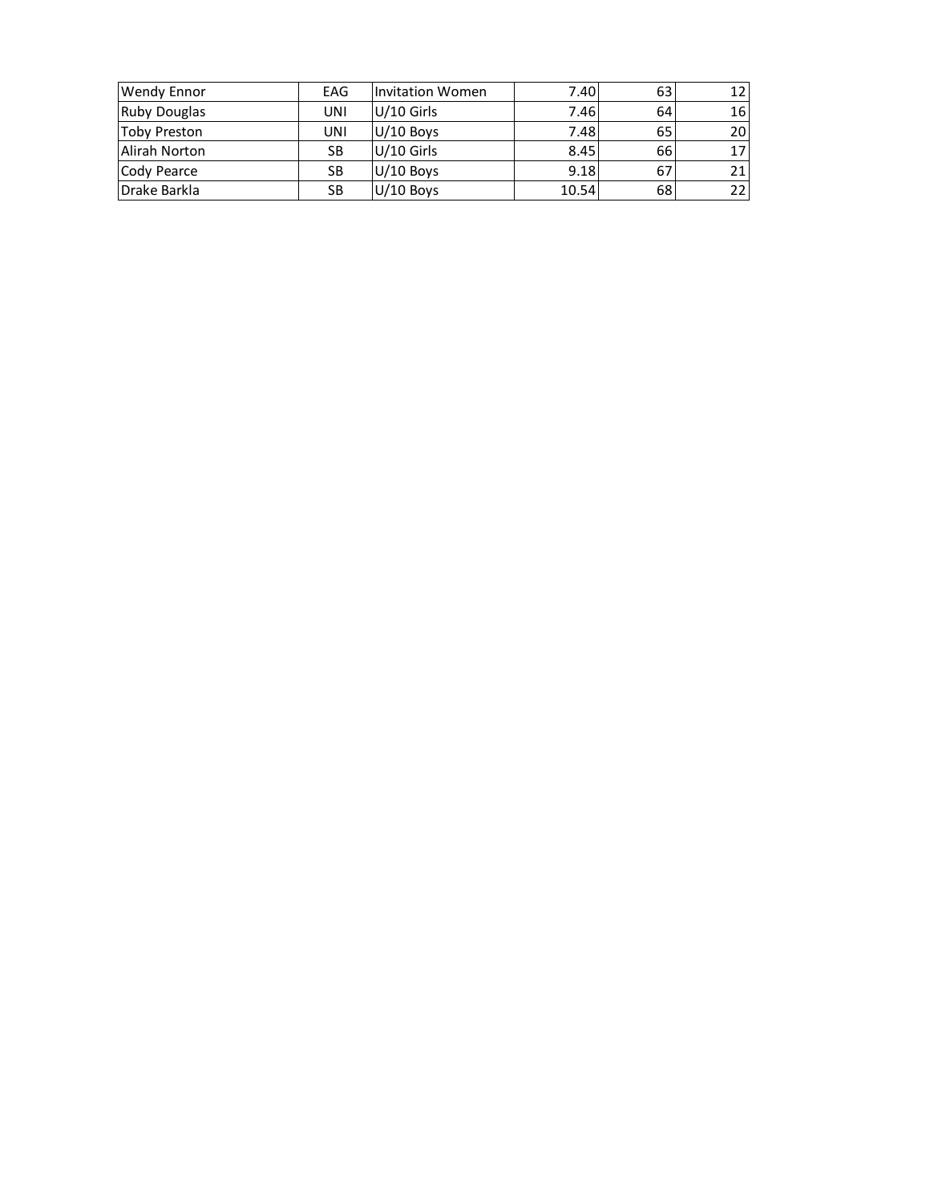| | | | | | |
|---|---|---|---|---|---|
| Wendy Ennor | EAG | Invitation Women | 7.40 | 63 | 12 |
| Ruby Douglas | UNI | U/10 Girls | 7.46 | 64 | 16 |
| Toby Preston | UNI | U/10 Boys | 7.48 | 65 | 20 |
| Alirah Norton | SB | U/10 Girls | 8.45 | 66 | 17 |
| Cody Pearce | SB | U/10 Boys | 9.18 | 67 | 21 |
| Drake Barkla | SB | U/10 Boys | 10.54 | 68 | 22 |